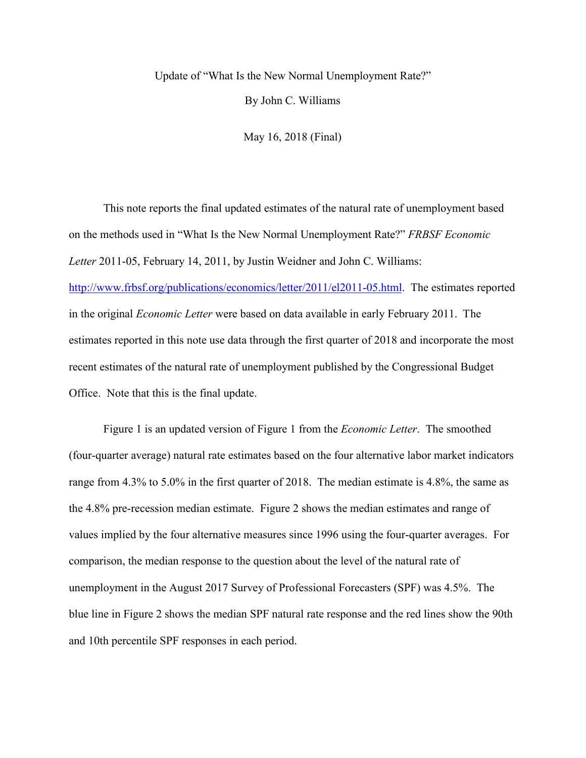# Update of "What Is the New Normal Unemployment Rate?"

By John C. Williams

May 16, 2018 (Final)

This note reports the final updated estimates of the natural rate of unemployment based on the methods used in "What Is the New Normal Unemployment Rate?" *FRBSF Economic Letter* 2011-05, February 14, 2011, by Justin Weidner and John C. Williams: [http://www.frbsf.org/publications/economics/letter/2011/el2011-05.html](http://www.frbsf.org/publications/economics/letter/2011/el2011-05.html). The estimates reported in the original *Economic Letter* were based on data available in early February 2011. The estimates reported in this note use data through the first quarter of 2018 and incorporate the most recent estimates of the natural rate of unemployment published by the Congressional Budget Office. Note that this is the final update.

Figure 1 is an updated version of Figure 1 from the *Economic Letter*. The smoothed (four-quarter average) natural rate estimates based on the four alternative labor market indicators range from 4.3% to 5.0% in the first quarter of 2018. The median estimate is 4.8%, the same as the 4.8% pre-recession median estimate. Figure 2 shows the median estimates and range of values implied by the four alternative measures since 1996 using the four-quarter averages. For comparison, the median response to the question about the level of the natural rate of unemployment in the August 2017 Survey of Professional Forecasters (SPF) was 4.5%. The blue line in Figure 2 shows the median SPF natural rate response and the red lines show the 90th and 10th percentile SPF responses in each period.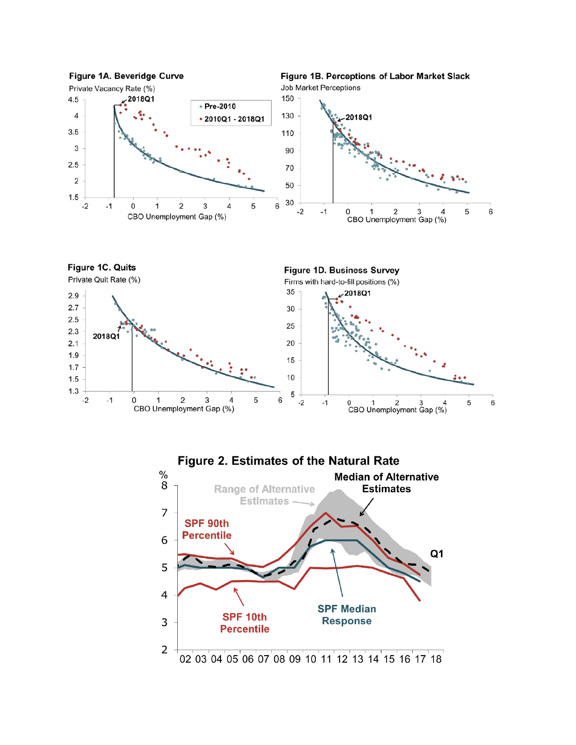**Figure 1A. Beveridge Curve**

Private Vacancy Rate (%)

4.5
4
3.5
3
2.5
2
1.5

-2 -1 0 1 2 3 4 5 6

CBO Unemployment Gap (%)

2018Q1

Pre-2010

2010Q1 - 2018Q1

**Figure 1B. Perceptions of Labor Market Slack**

Job Market Perceptions

150
130
110
90
70
50
30

-2 -1 0 1 2 3 4 5 6

CBO Unemployment Gap (%)

2018Q1

**Figure 1C. Quits**

Private Quit Rate (%)

2.9
2.7
2.5
2.3
2.1
1.9
1.7
1.5
1.3

-2 -1 0 1 2 3 4 5 6

CBO Unemployment Gap (%)

2018Q1

**Figure 1D. Business Survey**

Firms with hard-to-fill positions (%)

35
30
25
20
15
10
5

-2 -1 0 1 2 3 4 5 6

CBO Unemployment Gap (%)

2018Q1

**Figure 2. Estimates of the Natural Rate**

%

8
7
6
5
4
3
2

02 03 04 05 06 07 08 09 10 11 12 13 14 15 16 17 18

Range of Alternative Estimates

Median of Alternative Estimates

SPF 90th Percentile

Q1

SPF 10th Percentile

SPF Median Response